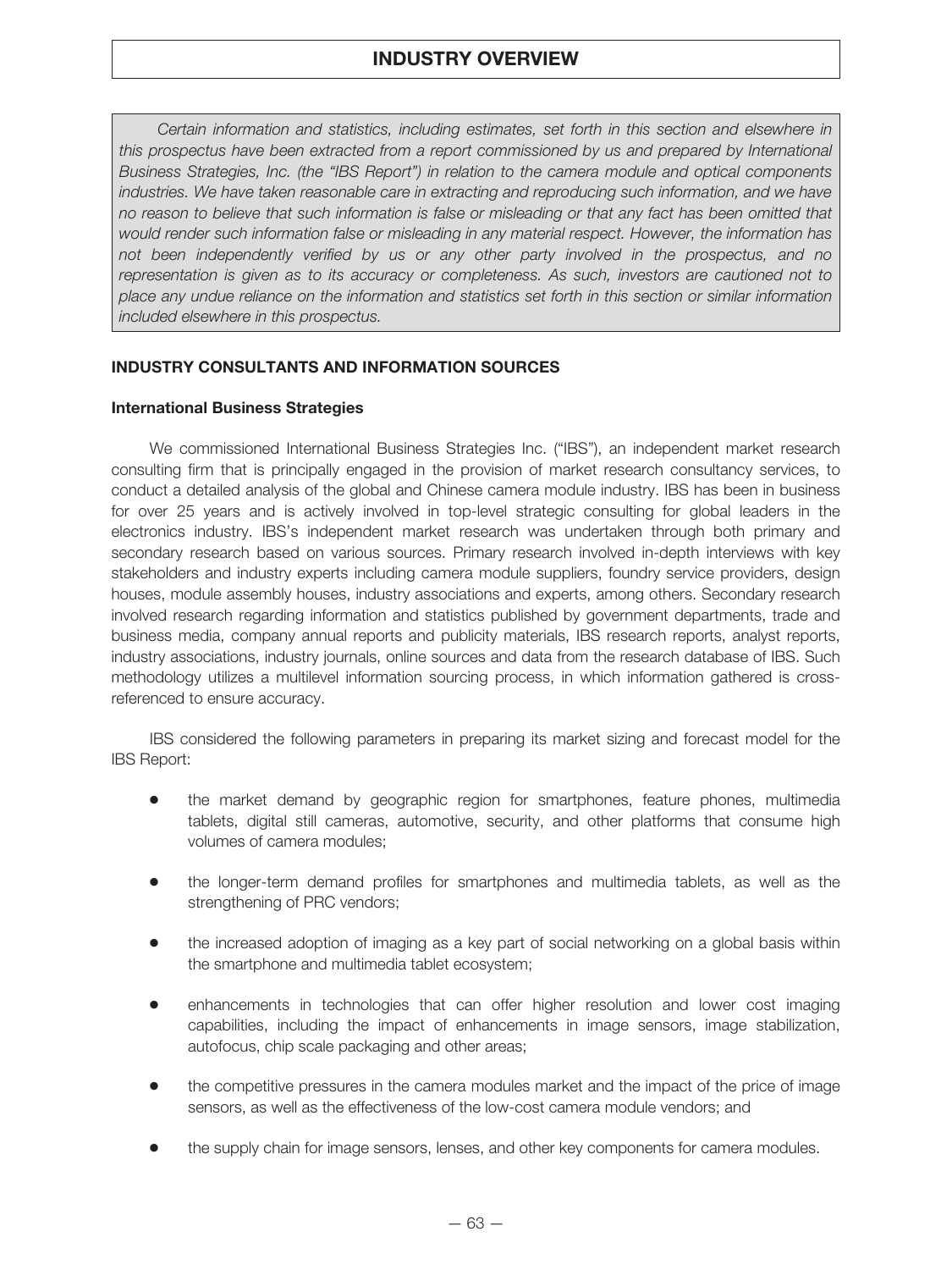# INDUSTRY OVERVIEW

*Certain information and statistics, including estimates, set forth in this section and elsewhere in this prospectus have been extracted from a report commissioned by us and prepared by International Business Strategies, Inc. (the "IBS Report") in relation to the camera module and optical components industries. We have taken reasonable care in extracting and reproducing such information, and we have no reason to believe that such information is false or misleading or that any fact has been omitted that would render such information false or misleading in any material respect. However, the information has not been independently verified by us or any other party involved in the prospectus, and no representation is given as to its accuracy or completeness. As such, investors are cautioned not to place any undue reliance on the information and statistics set forth in this section or similar information included elsewhere in this prospectus.*

## INDUSTRY CONSULTANTS AND INFORMATION SOURCES

### International Business Strategies

We commissioned International Business Strategies Inc. ("IBS"), an independent market research consulting firm that is principally engaged in the provision of market research consultancy services, to conduct a detailed analysis of the global and Chinese camera module industry. IBS has been in business for over 25 years and is actively involved in top-level strategic consulting for global leaders in the electronics industry. IBS's independent market research was undertaken through both primary and secondary research based on various sources. Primary research involved in-depth interviews with key stakeholders and industry experts including camera module suppliers, foundry service providers, design houses, module assembly houses, industry associations and experts, among others. Secondary research involved research regarding information and statistics published by government departments, trade and business media, company annual reports and publicity materials, IBS research reports, analyst reports, industry associations, industry journals, online sources and data from the research database of IBS. Such methodology utilizes a multilevel information sourcing process, in which information gathered is cross-referenced to ensure accuracy.

IBS considered the following parameters in preparing its market sizing and forecast model for the IBS Report:

- the market demand by geographic region for smartphones, feature phones, multimedia tablets, digital still cameras, automotive, security, and other platforms that consume high volumes of camera modules;
- the longer-term demand profiles for smartphones and multimedia tablets, as well as the strengthening of PRC vendors;
- the increased adoption of imaging as a key part of social networking on a global basis within the smartphone and multimedia tablet ecosystem;
- enhancements in technologies that can offer higher resolution and lower cost imaging capabilities, including the impact of enhancements in image sensors, image stabilization, autofocus, chip scale packaging and other areas;
- the competitive pressures in the camera modules market and the impact of the price of image sensors, as well as the effectiveness of the low-cost camera module vendors; and
- the supply chain for image sensors, lenses, and other key components for camera modules.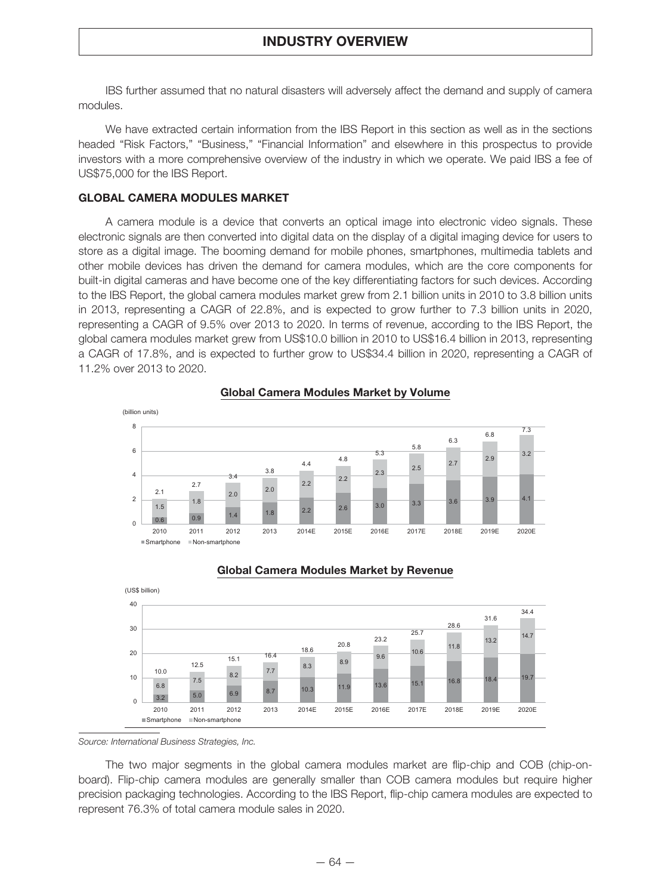IBS further assumed that no natural disasters will adversely affect the demand and supply of camera modules.

We have extracted certain information from the IBS Report in this section as well as in the sections headed "Risk Factors," "Business," "Financial Information" and elsewhere in this prospectus to provide investors with a more comprehensive overview of the industry in which we operate. We paid IBS a fee of US$75,000 for the IBS Report.

## GLOBAL CAMERA MODULES MARKET

A camera module is a device that converts an optical image into electronic video signals. These electronic signals are then converted into digital data on the display of a digital imaging device for users to store as a digital image. The booming demand for mobile phones, smartphones, multimedia tablets and other mobile devices has driven the demand for camera modules, which are the core components for built-in digital cameras and have become one of the key differentiating factors for such devices. According to the IBS Report, the global camera modules market grew from 2.1 billion units in 2010 to 3.8 billion units in 2013, representing a CAGR of 22.8%, and is expected to grow further to 7.3 billion units in 2020, representing a CAGR of 9.5% over 2013 to 2020. In terms of revenue, according to the IBS Report, the global camera modules market grew from US$10.0 billion in 2010 to US$16.4 billion in 2013, representing a CAGR of 17.8%, and is expected to further grow to US$34.4 billion in 2020, representing a CAGR of 11.2% over 2013 to 2020.

**Global Camera Modules Market by Volume**

(billion units)

| | 2010 | 2011 | 2012 | 2013 | 2014E | 2015E | 2016E | 2017E | 2018E | 2019E | 2020E |
|---|---|---|---|---|---|---|---|---|---|---|---|
| Smartphone | 0.6 | 0.9 | 1.4 | 1.8 | 2.2 | 2.6 | 3.0 | 3.3 | 3.6 | 3.9 | 4.1 |
| Non-smartphone | 1.5 | 1.8 | 2.0 | 2.0 | 2.2 | 2.2 | 2.3 | 2.5 | 2.7 | 2.9 | 3.2 |
| Total | 2.1 | 2.7 | 3.4 | 3.8 | 4.4 | 4.8 | 5.3 | 5.8 | 6.3 | 6.8 | 7.3 |

**Global Camera Modules Market by Revenue**

(US$ billion)

| | 2010 | 2011 | 2012 | 2013 | 2014E | 2015E | 2016E | 2017E | 2018E | 2019E | 2020E |
|---|---|---|---|---|---|---|---|---|---|---|---|
| Smartphone | 3.2 | 5.0 | 6.9 | 8.7 | 10.3 | 11.9 | 13.6 | 15.1 | 16.8 | 18.4 | 19.7 |
| Non-smartphone | 6.8 | 7.5 | 8.2 | 7.7 | 8.3 | 8.9 | 9.6 | 10.6 | 11.8 | 13.2 | 14.7 |
| Total | 10.0 | 12.5 | 15.1 | 16.4 | 18.6 | 20.8 | 23.2 | 25.7 | 28.6 | 31.6 | 34.4 |

*Source: International Business Strategies, Inc.*

The two major segments in the global camera modules market are flip-chip and COB (chip-on-board). Flip-chip camera modules are generally smaller than COB camera modules but require higher precision packaging technologies. According to the IBS Report, flip-chip camera modules are expected to represent 76.3% of total camera module sales in 2020.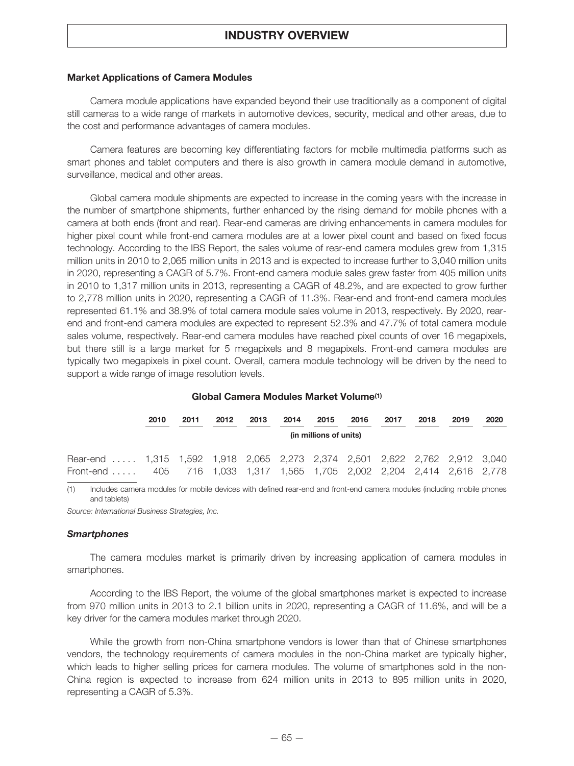### Market Applications of Camera Modules

Camera module applications have expanded beyond their use traditionally as a component of digital still cameras to a wide range of markets in automotive devices, security, medical and other areas, due to the cost and performance advantages of camera modules.

Camera features are becoming key differentiating factors for mobile multimedia platforms such as smart phones and tablet computers and there is also growth in camera module demand in automotive, surveillance, medical and other areas.

Global camera module shipments are expected to increase in the coming years with the increase in the number of smartphone shipments, further enhanced by the rising demand for mobile phones with a camera at both ends (front and rear). Rear-end cameras are driving enhancements in camera modules for higher pixel count while front-end camera modules are at a lower pixel count and based on fixed focus technology. According to the IBS Report, the sales volume of rear-end camera modules grew from 1,315 million units in 2010 to 2,065 million units in 2013 and is expected to increase further to 3,040 million units in 2020, representing a CAGR of 5.7%. Front-end camera module sales grew faster from 405 million units in 2010 to 1,317 million units in 2013, representing a CAGR of 48.2%, and are expected to grow further to 2,778 million units in 2020, representing a CAGR of 11.3%. Rear-end and front-end camera modules represented 61.1% and 38.9% of total camera module sales volume in 2013, respectively. By 2020, rear-end and front-end camera modules are expected to represent 52.3% and 47.7% of total camera module sales volume, respectively. Rear-end camera modules have reached pixel counts of over 16 megapixels, but there still is a large market for 5 megapixels and 8 megapixels. Front-end camera modules are typically two megapixels in pixel count. Overall, camera module technology will be driven by the need to support a wide range of image resolution levels.

**Global Camera Modules Market Volume[(1)]**

| | 2010 | 2011 | 2012 | 2013 | 2014 | 2015 | 2016 | 2017 | 2018 | 2019 | 2020 |
|---|---|---|---|---|---|---|---|---|---|---|---|
| | (in millions of units) | | | | | | | | | | |
| Rear-end | 1,315 | 1,592 | 1,918 | 2,065 | 2,273 | 2,374 | 2,501 | 2,622 | 2,762 | 2,912 | 3,040 |
| Front-end | 405 | 716 | 1,033 | 1,317 | 1,565 | 1,705 | 2,002 | 2,204 | 2,414 | 2,616 | 2,778 |

(1) Includes camera modules for mobile devices with defined rear-end and front-end camera modules (including mobile phones and tablets)

*Source: International Business Strategies, Inc.*

#### *Smartphones*

The camera modules market is primarily driven by increasing application of camera modules in smartphones.

According to the IBS Report, the volume of the global smartphones market is expected to increase from 970 million units in 2013 to 2.1 billion units in 2020, representing a CAGR of 11.6%, and will be a key driver for the camera modules market through 2020.

While the growth from non-China smartphone vendors is lower than that of Chinese smartphones vendors, the technology requirements of camera modules in the non-China market are typically higher, which leads to higher selling prices for camera modules. The volume of smartphones sold in the non-China region is expected to increase from 624 million units in 2013 to 895 million units in 2020, representing a CAGR of 5.3%.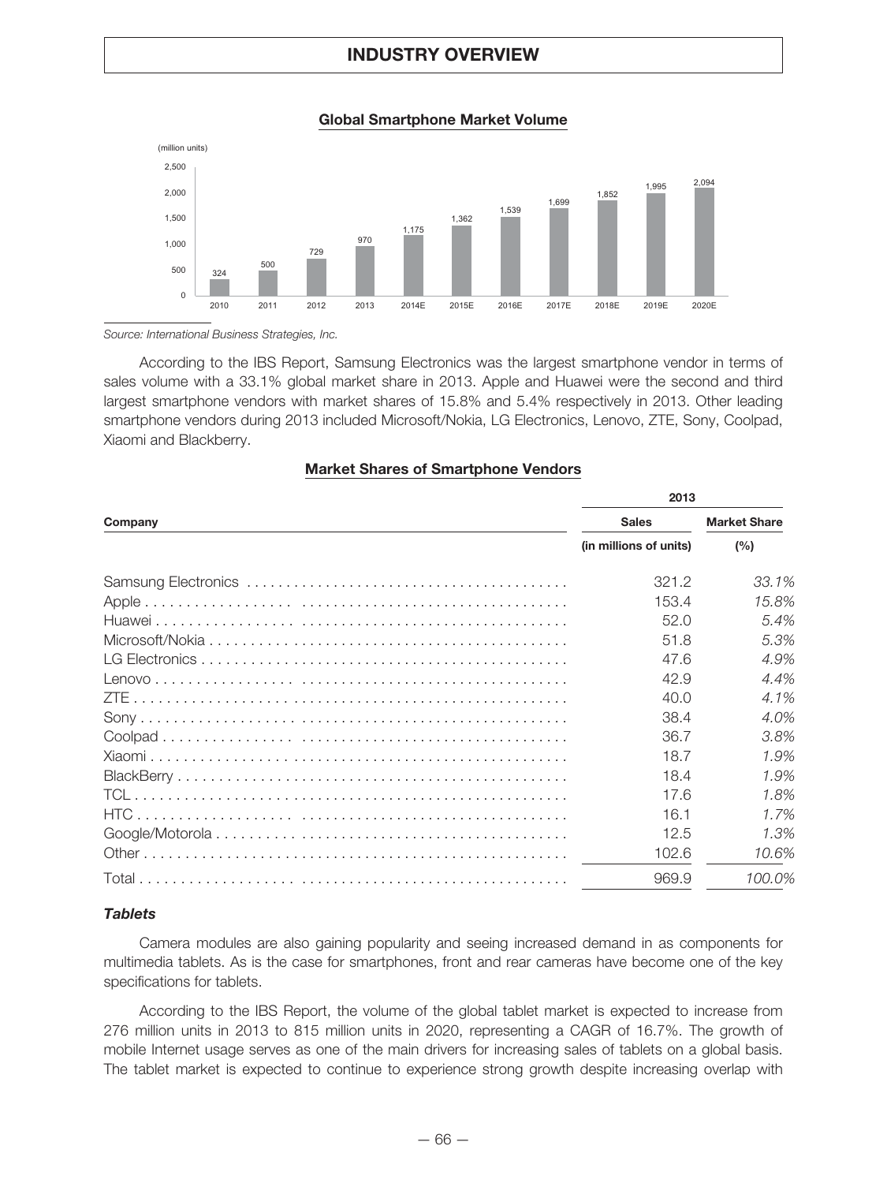**Global Smartphone Market Volume**

(million units)

| 2010 | 2011 | 2012 | 2013 | 2014E | 2015E | 2016E | 2017E | 2018E | 2019E | 2020E |
|---|---|---|---|---|---|---|---|---|---|---|
| 324 | 500 | 729 | 970 | 1,175 | 1,362 | 1,539 | 1,699 | 1,852 | 1,995 | 2,094 |

*Source: International Business Strategies, Inc.*

According to the IBS Report, Samsung Electronics was the largest smartphone vendor in terms of sales volume with a 33.1% global market share in 2013. Apple and Huawei were the second and third largest smartphone vendors with market shares of 15.8% and 5.4% respectively in 2013. Other leading smartphone vendors during 2013 included Microsoft/Nokia, LG Electronics, Lenovo, ZTE, Sony, Coolpad, Xiaomi and Blackberry.

**Market Shares of Smartphone Vendors**

| Company | 2013 | |
|---|---|---|
| | Sales (in millions of units) | Market Share (%) |
| Samsung Electronics | 321.2 | *33.1%* |
| Apple | 153.4 | *15.8%* |
| Huawei | 52.0 | *5.4%* |
| Microsoft/Nokia | 51.8 | *5.3%* |
| LG Electronics | 47.6 | *4.9%* |
| Lenovo | 42.9 | *4.4%* |
| ZTE | 40.0 | *4.1%* |
| Sony | 38.4 | *4.0%* |
| Coolpad | 36.7 | *3.8%* |
| Xiaomi | 18.7 | *1.9%* |
| BlackBerry | 18.4 | *1.9%* |
| TCL | 17.6 | *1.8%* |
| HTC | 16.1 | *1.7%* |
| Google/Motorola | 12.5 | *1.3%* |
| Other | 102.6 | *10.6%* |
| Total | 969.9 | *100.0%* |

### *Tablets*

Camera modules are also gaining popularity and seeing increased demand in as components for multimedia tablets. As is the case for smartphones, front and rear cameras have become one of the key specifications for tablets.

According to the IBS Report, the volume of the global tablet market is expected to increase from 276 million units in 2013 to 815 million units in 2020, representing a CAGR of 16.7%. The growth of mobile Internet usage serves as one of the main drivers for increasing sales of tablets on a global basis. The tablet market is expected to continue to experience strong growth despite increasing overlap with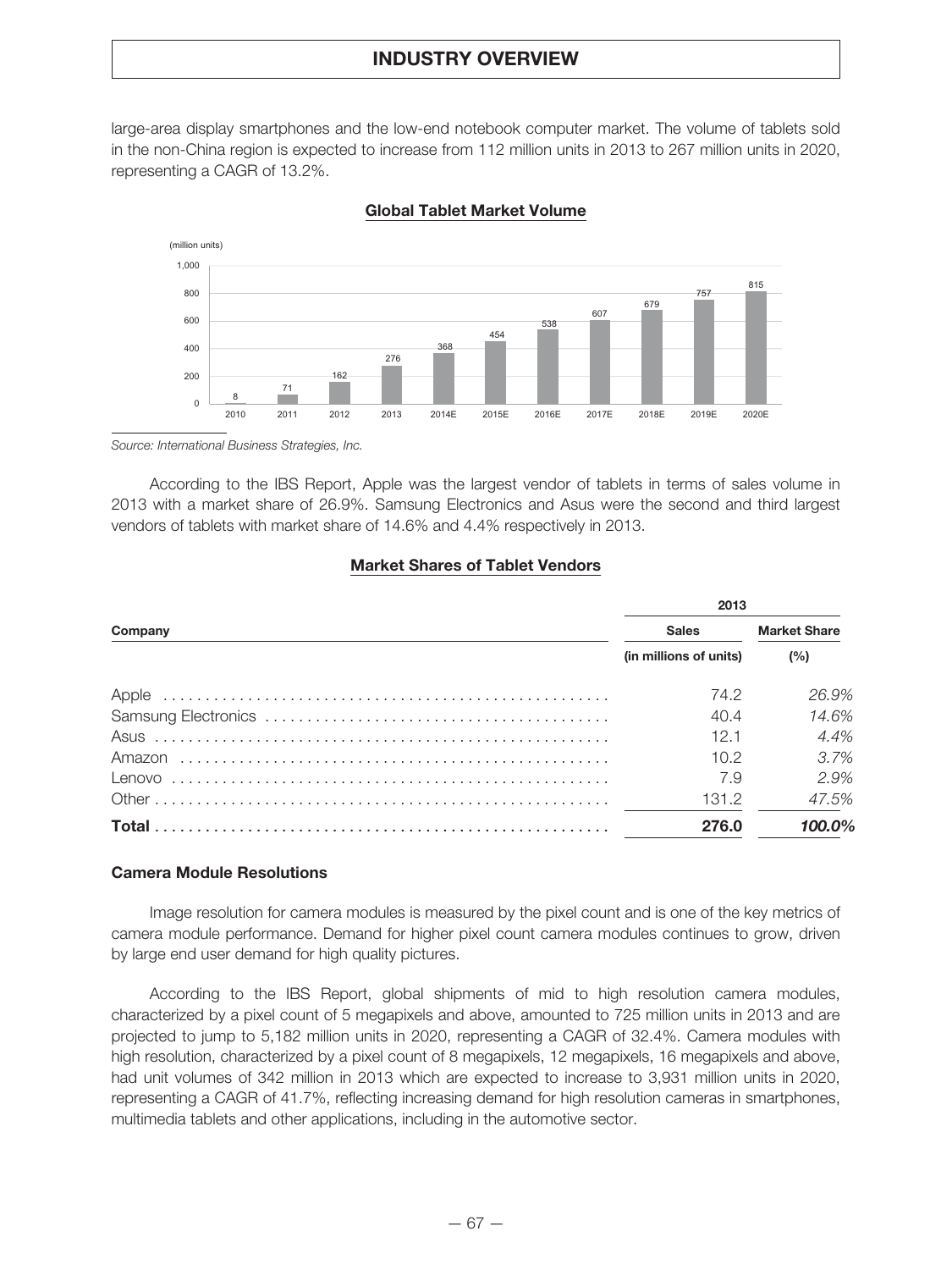large-area display smartphones and the low-end notebook computer market. The volume of tablets sold in the non-China region is expected to increase from 112 million units in 2013 to 267 million units in 2020, representing a CAGR of 13.2%.

**Global Tablet Market Volume**

(million units)

| 2010 | 2011 | 2012 | 2013 | 2014E | 2015E | 2016E | 2017E | 2018E | 2019E | 2020E |
|---|---|---|---|---|---|---|---|---|---|---|
| 8 | 71 | 162 | 276 | 368 | 454 | 538 | 607 | 679 | 757 | 815 |

*Source: International Business Strategies, Inc.*

According to the IBS Report, Apple was the largest vendor of tablets in terms of sales volume in 2013 with a market share of 26.9%. Samsung Electronics and Asus were the second and third largest vendors of tablets with market share of 14.6% and 4.4% respectively in 2013.

**Market Shares of Tablet Vendors**

| | 2013 | |
|---|---|---|
| **Company** | **Sales** | **Market Share** |
| | **(in millions of units)** | **(%)** |
| Apple | 74.2 | *26.9%* |
| Samsung Electronics | 40.4 | *14.6%* |
| Asus | 12.1 | *4.4%* |
| Amazon | 10.2 | *3.7%* |
| Lenovo | 7.9 | *2.9%* |
| Other | 131.2 | *47.5%* |
| **Total** | **276.0** | ***100.0%*** |

**Camera Module Resolutions**

Image resolution for camera modules is measured by the pixel count and is one of the key metrics of camera module performance. Demand for higher pixel count camera modules continues to grow, driven by large end user demand for high quality pictures.

According to the IBS Report, global shipments of mid to high resolution camera modules, characterized by a pixel count of 5 megapixels and above, amounted to 725 million units in 2013 and are projected to jump to 5,182 million units in 2020, representing a CAGR of 32.4%. Camera modules with high resolution, characterized by a pixel count of 8 megapixels, 12 megapixels, 16 megapixels and above, had unit volumes of 342 million in 2013 which are expected to increase to 3,931 million units in 2020, representing a CAGR of 41.7%, reflecting increasing demand for high resolution cameras in smartphones, multimedia tablets and other applications, including in the automotive sector.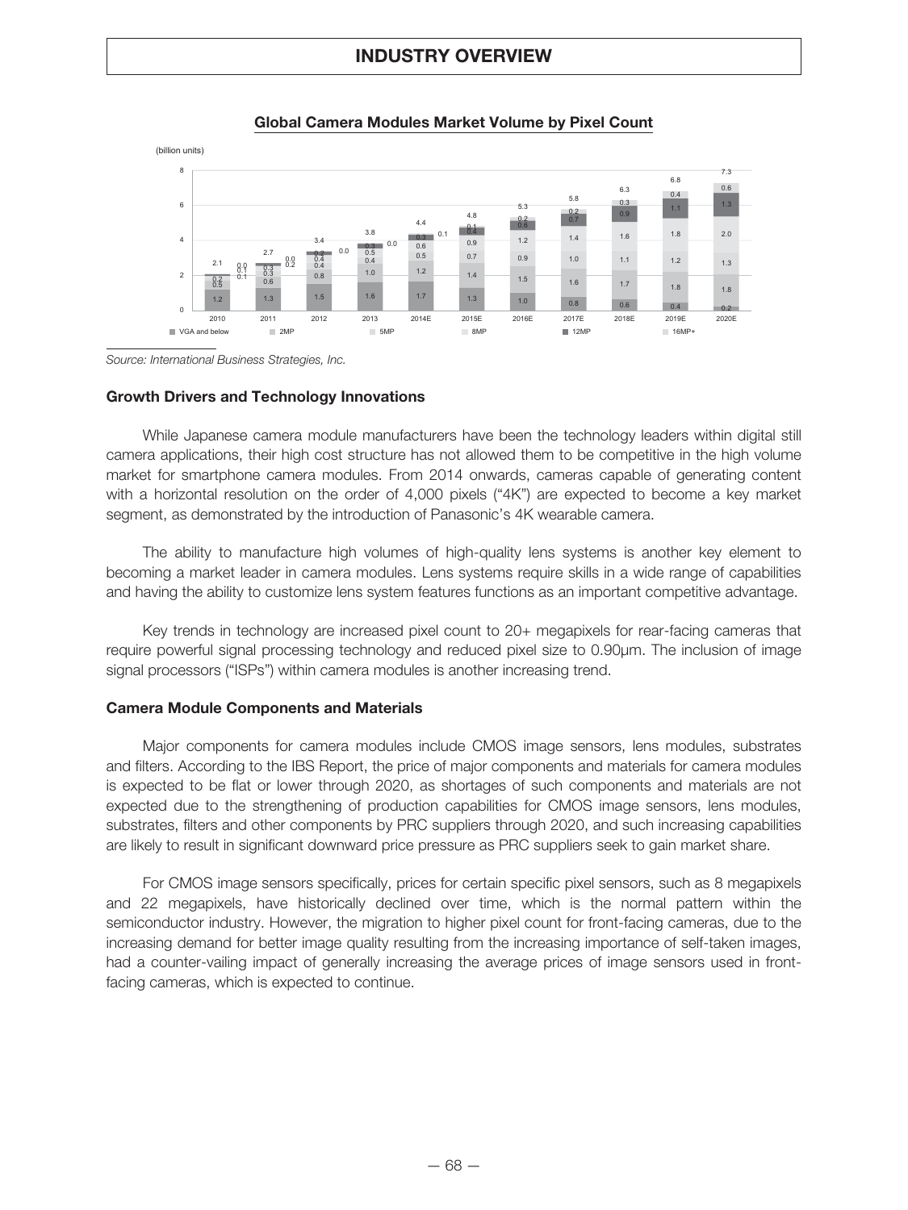**Global Camera Modules Market Volume by Pixel Count**

(billion units)

| | 2010 | 2011 | 2012 | 2013 | 2014E | 2015E | 2016E | 2017E | 2018E | 2019E | 2020E |
|---|---|---|---|---|---|---|---|---|---|---|---|
| VGA and below | 1.2 | 1.3 | 1.5 | 1.6 | 1.7 | 1.3 | 1.0 | 0.8 | 0.6 | 0.4 | 0.2 |
| 2MP | 0.5 | 0.6 | 0.8 | 1.0 | 1.2 | 1.4 | 1.5 | 1.6 | 1.7 | 1.8 | 1.8 |
| 5MP | 0.2 | 0.3 | 0.4 | 0.4 | 0.5 | 0.7 | 0.9 | 1.0 | 1.1 | 1.2 | 1.3 |
| 8MP | 0.1 | 0.3 | 0.4 | 0.5 | 0.6 | 0.9 | 1.2 | 1.4 | 1.6 | 1.8 | 2.0 |
| 12MP | 0.1 | 0.2 | 0.2 | 0.3 | 0.3 | 0.4 | 0.6 | 0.7 | 0.9 | 1.1 | 1.3 |
| 16MP+ | 0.0 | 0.0 | 0.0 | 0.0 | 0.1 | 0.1 | 0.2 | 0.2 | 0.3 | 0.4 | 0.6 |
| Total | 2.1 | 2.7 | 3.4 | 3.8 | 4.4 | 4.8 | 5.3 | 5.8 | 6.3 | 6.8 | 7.3 |

*Source: International Business Strategies, Inc.*

### Growth Drivers and Technology Innovations

While Japanese camera module manufacturers have been the technology leaders within digital still camera applications, their high cost structure has not allowed them to be competitive in the high volume market for smartphone camera modules. From 2014 onwards, cameras capable of generating content with a horizontal resolution on the order of 4,000 pixels ("4K") are expected to become a key market segment, as demonstrated by the introduction of Panasonic's 4K wearable camera.

The ability to manufacture high volumes of high-quality lens systems is another key element to becoming a market leader in camera modules. Lens systems require skills in a wide range of capabilities and having the ability to customize lens system features functions as an important competitive advantage.

Key trends in technology are increased pixel count to 20+ megapixels for rear-facing cameras that require powerful signal processing technology and reduced pixel size to 0.90μm. The inclusion of image signal processors ("ISPs") within camera modules is another increasing trend.

### Camera Module Components and Materials

Major components for camera modules include CMOS image sensors, lens modules, substrates and filters. According to the IBS Report, the price of major components and materials for camera modules is expected to be flat or lower through 2020, as shortages of such components and materials are not expected due to the strengthening of production capabilities for CMOS image sensors, lens modules, substrates, filters and other components by PRC suppliers through 2020, and such increasing capabilities are likely to result in significant downward price pressure as PRC suppliers seek to gain market share.

For CMOS image sensors specifically, prices for certain specific pixel sensors, such as 8 megapixels and 22 megapixels, have historically declined over time, which is the normal pattern within the semiconductor industry. However, the migration to higher pixel count for front-facing cameras, due to the increasing demand for better image quality resulting from the increasing importance of self-taken images, had a counter-vailing impact of generally increasing the average prices of image sensors used in front-facing cameras, which is expected to continue.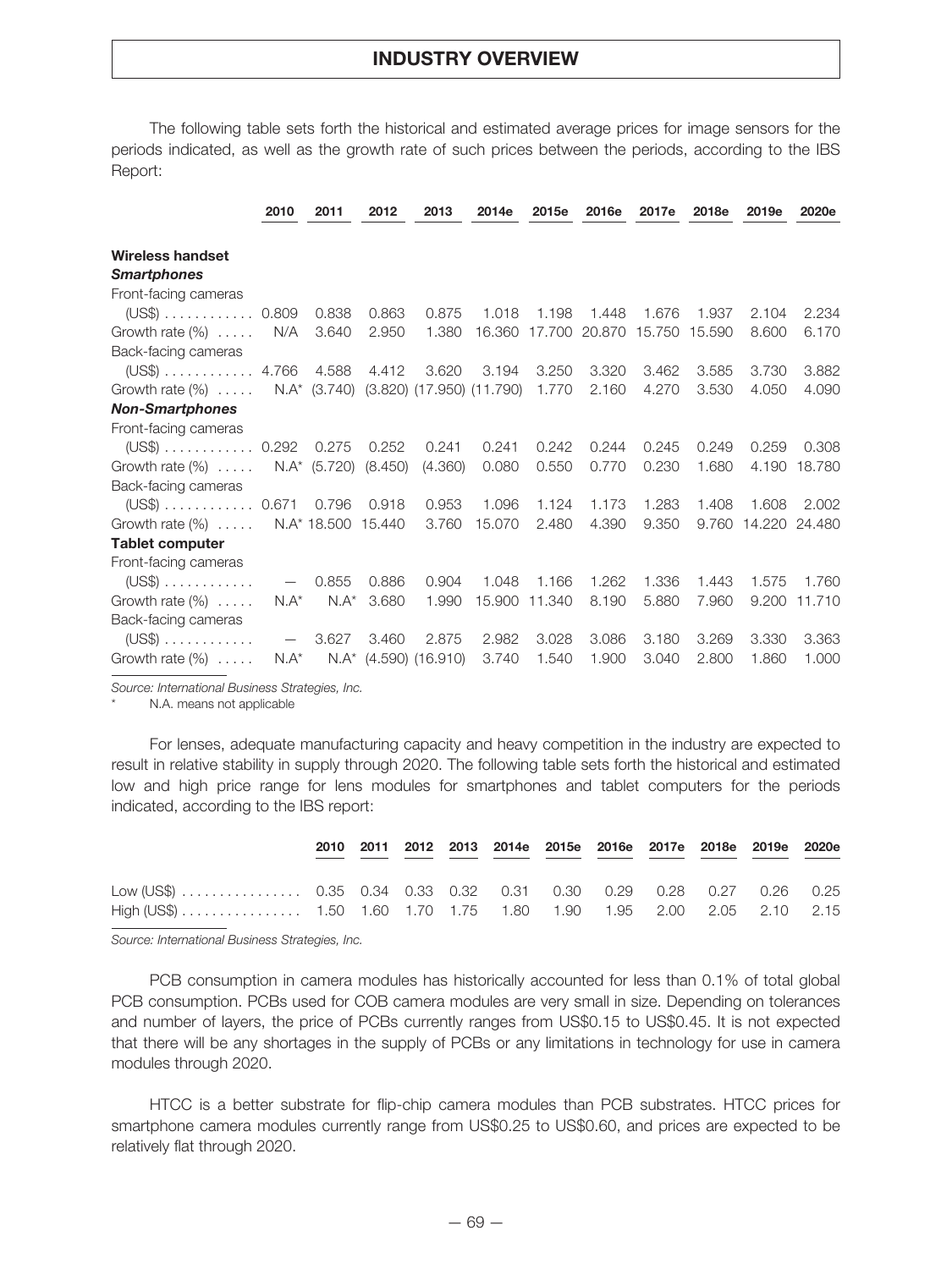The following table sets forth the historical and estimated average prices for image sensors for the periods indicated, as well as the growth rate of such prices between the periods, according to the IBS Report:

| | 2010 | 2011 | 2012 | 2013 | 2014e | 2015e | 2016e | 2017e | 2018e | 2019e | 2020e |
|---|---|---|---|---|---|---|---|---|---|---|---|
| **Wireless handset** | | | | | | | | | | | |
| ***Smartphones*** | | | | | | | | | | | |
| Front-facing cameras | | | | | | | | | | | |
| (US$) | 0.809 | 0.838 | 0.863 | 0.875 | 1.018 | 1.198 | 1.448 | 1.676 | 1.937 | 2.104 | 2.234 |
| Growth rate (%) | N/A | 3.640 | 2.950 | 1.380 | 16.360 | 17.700 | 20.870 | 15.750 | 15.590 | 8.600 | 6.170 |
| Back-facing cameras | | | | | | | | | | | |
| (US$) | 4.766 | 4.588 | 4.412 | 3.620 | 3.194 | 3.250 | 3.320 | 3.462 | 3.585 | 3.730 | 3.882 |
| Growth rate (%) | N.A* | (3.740) | (3.820) | (17.950) | (11.790) | 1.770 | 2.160 | 4.270 | 3.530 | 4.050 | 4.090 |
| ***Non-Smartphones*** | | | | | | | | | | | |
| Front-facing cameras | | | | | | | | | | | |
| (US$) | 0.292 | 0.275 | 0.252 | 0.241 | 0.241 | 0.242 | 0.244 | 0.245 | 0.249 | 0.259 | 0.308 |
| Growth rate (%) | N.A* | (5.720) | (8.450) | (4.360) | 0.080 | 0.550 | 0.770 | 0.230 | 1.680 | 4.190 | 18.780 |
| Back-facing cameras | | | | | | | | | | | |
| (US$) | 0.671 | 0.796 | 0.918 | 0.953 | 1.096 | 1.124 | 1.173 | 1.283 | 1.408 | 1.608 | 2.002 |
| Growth rate (%) | N.A* | 18.500 | 15.440 | 3.760 | 15.070 | 2.480 | 4.390 | 9.350 | 9.760 | 14.220 | 24.480 |
| **Tablet computer** | | | | | | | | | | | |
| Front-facing cameras | | | | | | | | | | | |
| (US$) | — | 0.855 | 0.886 | 0.904 | 1.048 | 1.166 | 1.262 | 1.336 | 1.443 | 1.575 | 1.760 |
| Growth rate (%) | N.A* | N.A* | 3.680 | 1.990 | 15.900 | 11.340 | 8.190 | 5.880 | 7.960 | 9.200 | 11.710 |
| Back-facing cameras | | | | | | | | | | | |
| (US$) | — | 3.627 | 3.460 | 2.875 | 2.982 | 3.028 | 3.086 | 3.180 | 3.269 | 3.330 | 3.363 |
| Growth rate (%) | N.A* | N.A* | (4.590) | (16.910) | 3.740 | 1.540 | 1.900 | 3.040 | 2.800 | 1.860 | 1.000 |

*Source: International Business Strategies, Inc.*

\* N.A. means not applicable

For lenses, adequate manufacturing capacity and heavy competition in the industry are expected to result in relative stability in supply through 2020. The following table sets forth the historical and estimated low and high price range for lens modules for smartphones and tablet computers for the periods indicated, according to the IBS report:

| | 2010 | 2011 | 2012 | 2013 | 2014e | 2015e | 2016e | 2017e | 2018e | 2019e | 2020e |
|---|---|---|---|---|---|---|---|---|---|---|---|
| Low (US$) | 0.35 | 0.34 | 0.33 | 0.32 | 0.31 | 0.30 | 0.29 | 0.28 | 0.27 | 0.26 | 0.25 |
| High (US$) | 1.50 | 1.60 | 1.70 | 1.75 | 1.80 | 1.90 | 1.95 | 2.00 | 2.05 | 2.10 | 2.15 |

*Source: International Business Strategies, Inc.*

PCB consumption in camera modules has historically accounted for less than 0.1% of total global PCB consumption. PCBs used for COB camera modules are very small in size. Depending on tolerances and number of layers, the price of PCBs currently ranges from US$0.15 to US$0.45. It is not expected that there will be any shortages in the supply of PCBs or any limitations in technology for use in camera modules through 2020.

HTCC is a better substrate for flip-chip camera modules than PCB substrates. HTCC prices for smartphone camera modules currently range from US$0.25 to US$0.60, and prices are expected to be relatively flat through 2020.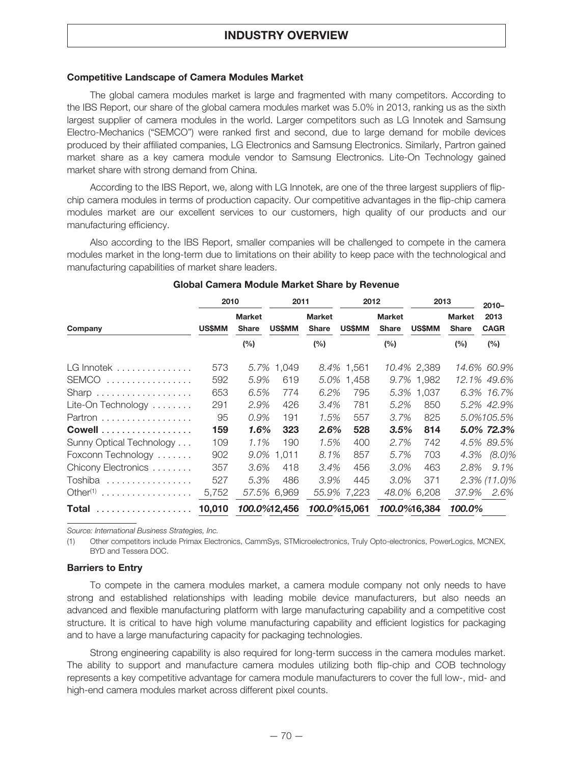### Competitive Landscape of Camera Modules Market

The global camera modules market is large and fragmented with many competitors. According to the IBS Report, our share of the global camera modules market was 5.0% in 2013, ranking us as the sixth largest supplier of camera modules in the world. Larger competitors such as LG Innotek and Samsung Electro-Mechanics ("SEMCO") were ranked first and second, due to large demand for mobile devices produced by their affiliated companies, LG Electronics and Samsung Electronics. Similarly, Partron gained market share as a key camera module vendor to Samsung Electronics. Lite-On Technology gained market share with strong demand from China.

According to the IBS Report, we, along with LG Innotek, are one of the three largest suppliers of flip-chip camera modules in terms of production capacity. Our competitive advantages in the flip-chip camera modules market are our excellent services to our customers, high quality of our products and our manufacturing efficiency.

Also according to the IBS Report, smaller companies will be challenged to compete in the camera modules market in the long-term due to limitations on their ability to keep pace with the technological and manufacturing capabilities of market share leaders.

**Global Camera Module Market Share by Revenue**

| | 2010 | | 2011 | | 2012 | | 2013 | | 2010–2013 |
|---|---|---|---|---|---|---|---|---|---|
| Company | US$MM | Market Share (%) | US$MM | Market Share (%) | US$MM | Market Share (%) | US$MM | Market Share (%) | CAGR (%) |
| LG Innotek | 573 | *5.7%* | 1,049 | *8.4%* | 1,561 | *10.4%* | 2,389 | *14.6%* | *60.9%* |
| SEMCO | 592 | *5.9%* | 619 | *5.0%* | 1,458 | *9.7%* | 1,982 | *12.1%* | *49.6%* |
| Sharp | 653 | *6.5%* | 774 | *6.2%* | 795 | *5.3%* | 1,037 | *6.3%* | *16.7%* |
| Lite-On Technology | 291 | *2.9%* | 426 | *3.4%* | 781 | *5.2%* | 850 | *5.2%* | *42.9%* |
| Partron | 95 | *0.9%* | 191 | *1.5%* | 557 | *3.7%* | 825 | *5.0%* | *105.5%* |
| **Cowell** | **159** | ***1.6%*** | **323** | ***2.6%*** | **528** | ***3.5%*** | **814** | ***5.0%*** | ***72.3%*** |
| Sunny Optical Technology | 109 | *1.1%* | 190 | *1.5%* | 400 | *2.7%* | 742 | *4.5%* | *89.5%* |
| Foxconn Technology | 902 | *9.0%* | 1,011 | *8.1%* | 857 | *5.7%* | 703 | *4.3%* | *(8.0)%* |
| Chicony Electronics | 357 | *3.6%* | 418 | *3.4%* | 456 | *3.0%* | 463 | *2.8%* | *9.1%* |
| Toshiba | 527 | *5.3%* | 486 | *3.9%* | 445 | *3.0%* | 371 | *2.3%* | *(11.0)%* |
| Other[(1)] | 5,752 | *57.5%* | 6,969 | *55.9%* | 7,223 | *48.0%* | 6,208 | *37.9%* | *2.6%* |
| **Total** | **10,010** | ***100.0%*** | **12,456** | ***100.0%*** | **15,061** | ***100.0%*** | **16,384** | ***100.0%*** | |

*Source: International Business Strategies, Inc.*

(1) Other competitors include Primax Electronics, CammSys, STMicroelectronics, Truly Opto-electronics, PowerLogics, MCNEX, BYD and Tessera DOC.

### Barriers to Entry

To compete in the camera modules market, a camera module company not only needs to have strong and established relationships with leading mobile device manufacturers, but also needs an advanced and flexible manufacturing platform with large manufacturing capability and a competitive cost structure. It is critical to have high volume manufacturing capability and efficient logistics for packaging and to have a large manufacturing capacity for packaging technologies.

Strong engineering capability is also required for long-term success in the camera modules market. The ability to support and manufacture camera modules utilizing both flip-chip and COB technology represents a key competitive advantage for camera module manufacturers to cover the full low-, mid- and high-end camera modules market across different pixel counts.